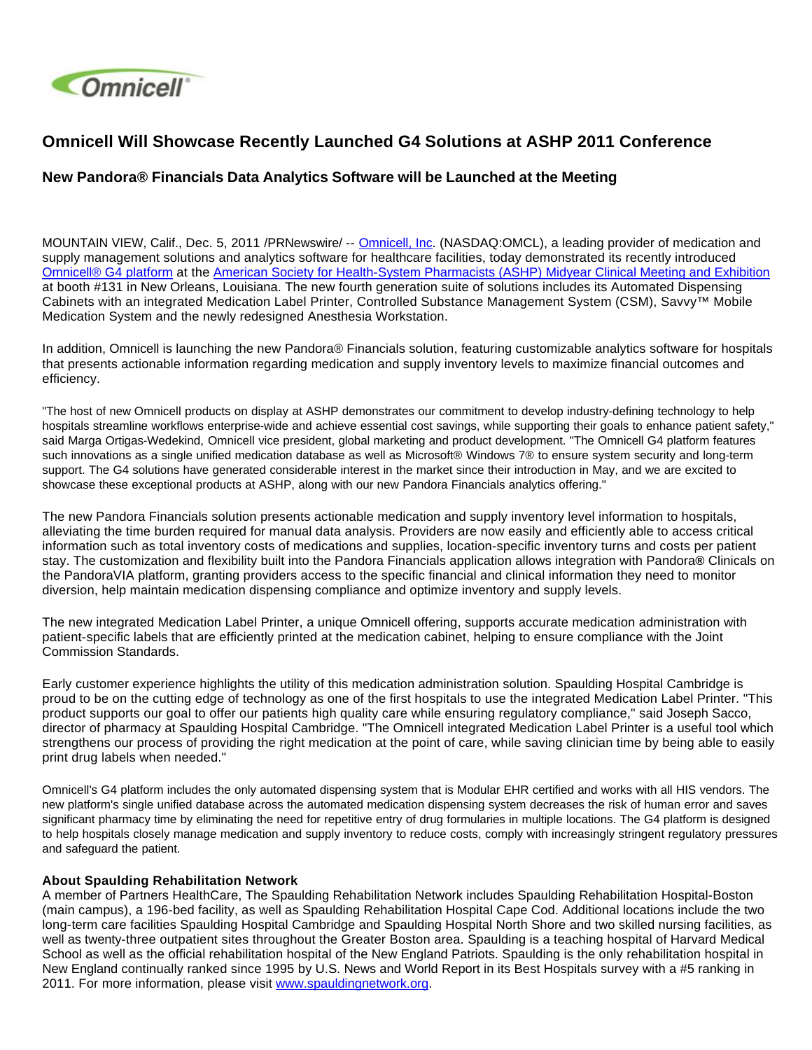# Omnicell Will Showcase Recently Launched G4 Solutions at ASHP 2011 Conference

## New Pandora® Financials Data Analytics Software will be Launched at the Meeting

MOUNTAIN VIEW, Calif., Dec. 5, 2011 /PRNewswire/ -- Omnicell, Inc. (NASDAQ:OMCL), a leading provider of medication and supply management solutions and analytics software for healthcare facilities, today demonstrated its recently introduced Omnicell® G4 platform at the American Society for Health-System Pharmacists (ASHP) Midyear Clinical Meeting and Exhibition at booth #131 in New Orleans, Louisiana. The new fourth generation suite of solutions includes its Automated Dispensing Cabinets with an integrated Medication Label Printer, Controlled Substance Management System (CSM), Savvy™ Mobile Medication System and the newly redesigned Anesthesia Workstation.

In addition, Omnicell is launching the new Pandora® Financials solution, featuring customizable analytics software for hospitals that presents actionable information regarding medication and supply inventory levels to maximize financial outcomes and efficiency.

"The host of new Omnicell products on display at ASHP demonstrates our commitment to develop industry-defining technology to help hospitals streamline workflows enterprise-wide and achieve essential cost savings, while supporting their goals to enhance patient safety," said Marga Ortigas-Wedekind, Omnicell vice president, global marketing and product development. "The Omnicell G4 platform features such innovations as a single unified medication database as well as Microsoft® Windows 7® to ensure system security and long-term support. The G4 solutions have generated considerable interest in the market since their introduction in May, and we are excited to showcase these exceptional products at ASHP, along with our new Pandora Financials analytics offering."

The new Pandora Financials solution presents actionable medication and supply inventory level information to hospitals, alleviating the time burden required for manual data analysis. Providers are now easily and efficiently able to access critical information such as total inventory costs of medications and supplies, location-specific inventory turns and costs per patient stay. The customization and flexibility built into the Pandora Financials application allows integration with Pandora**®** Clinicals on the PandoraVIA platform, granting providers access to the specific financial and clinical information they need to monitor diversion, help maintain medication dispensing compliance and optimize inventory and supply levels.

The new integrated Medication Label Printer, a unique Omnicell offering, supports accurate medication administration with patient-specific labels that are efficiently printed at the medication cabinet, helping to ensure compliance with the Joint Commission Standards.

Early customer experience highlights the utility of this medication administration solution. Spaulding Hospital Cambridge is proud to be on the cutting edge of technology as one of the first hospitals to use the integrated Medication Label Printer. "This product supports our goal to offer our patients high quality care while ensuring regulatory compliance," said Joseph Sacco, director of pharmacy at Spaulding Hospital Cambridge. "The Omnicell integrated Medication Label Printer is a useful tool which strengthens our process of providing the right medication at the point of care, while saving clinician time by being able to easily print drug labels when needed."

Omnicell's G4 platform includes the only automated dispensing system that is Modular EHR certified and works with all HIS vendors. The new platform's single unified database across the automated medication dispensing system decreases the risk of human error and saves significant pharmacy time by eliminating the need for repetitive entry of drug formularies in multiple locations. The G4 platform is designed to help hospitals closely manage medication and supply inventory to reduce costs, comply with increasingly stringent regulatory pressures and safeguard the patient.

**About Spaulding Rehabilitation Network**

A member of Partners HealthCare, The Spaulding Rehabilitation Network includes Spaulding Rehabilitation Hospital-Boston (main campus), a 196-bed facility, as well as Spaulding Rehabilitation Hospital Cape Cod. Additional locations include the two long-term care facilities Spaulding Hospital Cambridge and Spaulding Hospital North Shore and two skilled nursing facilities, as well as twenty-three outpatient sites throughout the Greater Boston area. Spaulding is a teaching hospital of Harvard Medical School as well as the official rehabilitation hospital of the New England Patriots. Spaulding is the only rehabilitation hospital in New England continually ranked since 1995 by U.S. News and World Report in its Best Hospitals survey with a #5 ranking in 2011. For more information, please visit www.spauldingnetwork.org.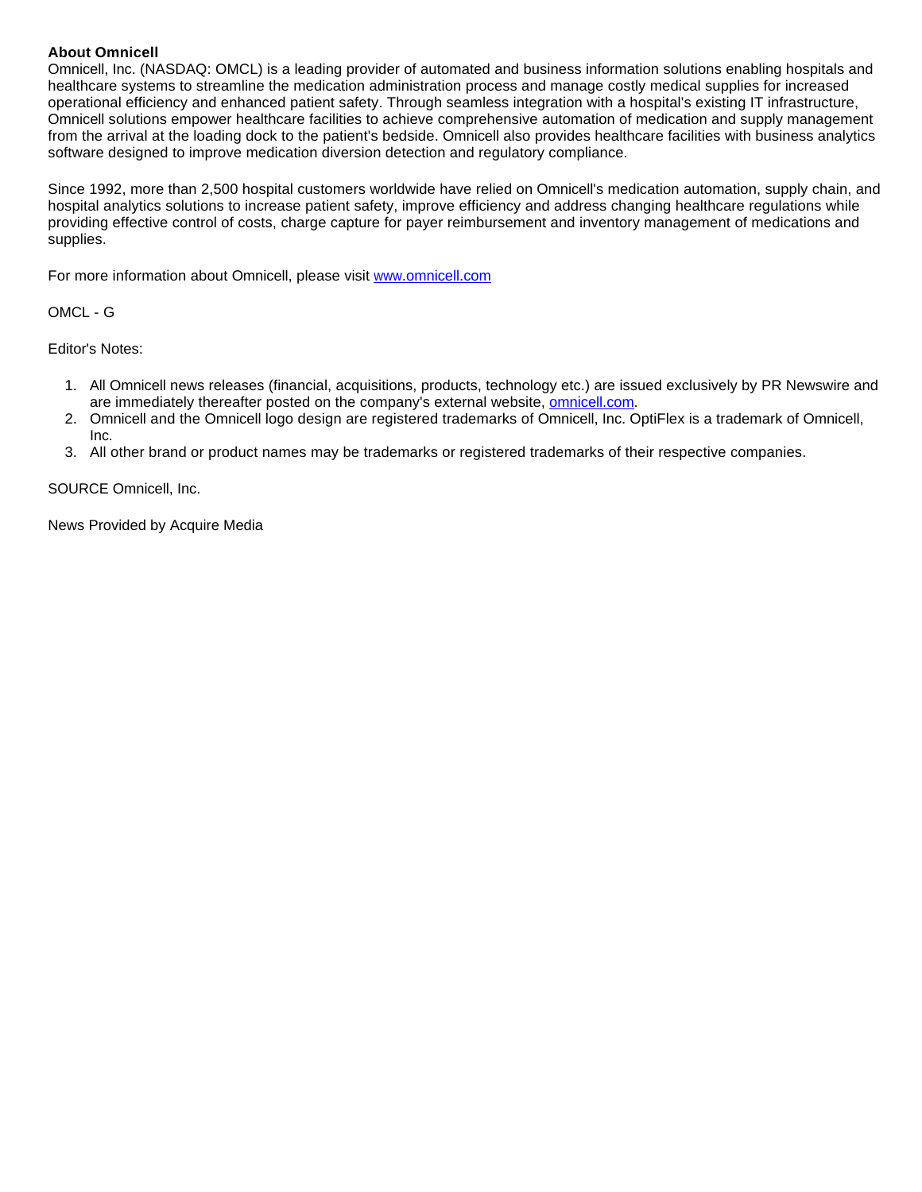**About Omnicell**
Omnicell, Inc. (NASDAQ: OMCL) is a leading provider of automated and business information solutions enabling hospitals and healthcare systems to streamline the medication administration process and manage costly medical supplies for increased operational efficiency and enhanced patient safety. Through seamless integration with a hospital's existing IT infrastructure, Omnicell solutions empower healthcare facilities to achieve comprehensive automation of medication and supply management from the arrival at the loading dock to the patient's bedside. Omnicell also provides healthcare facilities with business analytics software designed to improve medication diversion detection and regulatory compliance.

Since 1992, more than 2,500 hospital customers worldwide have relied on Omnicell's medication automation, supply chain, and hospital analytics solutions to increase patient safety, improve efficiency and address changing healthcare regulations while providing effective control of costs, charge capture for payer reimbursement and inventory management of medications and supplies.

For more information about Omnicell, please visit www.omnicell.com

OMCL - G

Editor's Notes:

1. All Omnicell news releases (financial, acquisitions, products, technology etc.) are issued exclusively by PR Newswire and are immediately thereafter posted on the company's external website, omnicell.com.
2. Omnicell and the Omnicell logo design are registered trademarks of Omnicell, Inc. OptiFlex is a trademark of Omnicell, Inc.
3. All other brand or product names may be trademarks or registered trademarks of their respective companies.

SOURCE Omnicell, Inc.

News Provided by Acquire Media